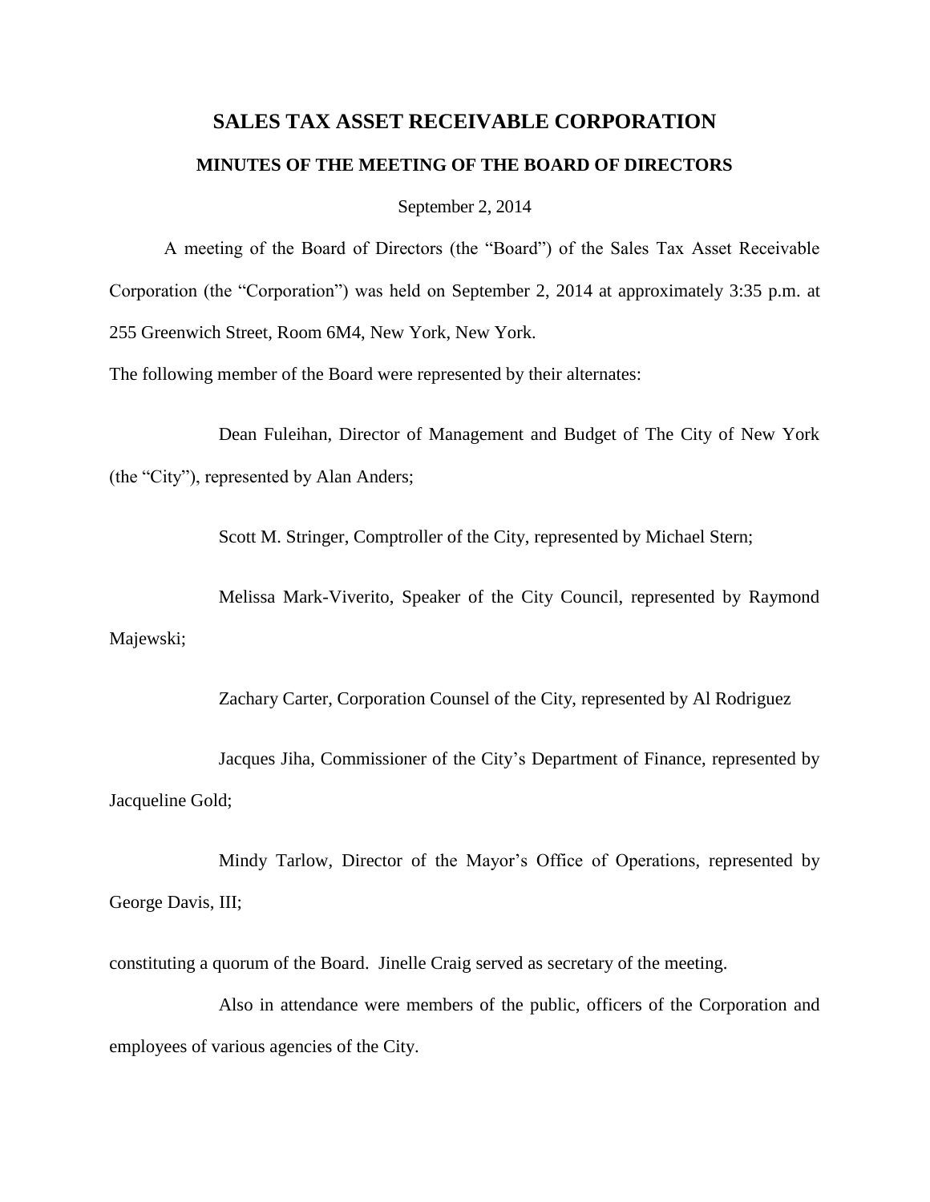# SALES TAX ASSET RECEIVABLE CORPORATION

## MINUTES OF THE MEETING OF THE BOARD OF DIRECTORS

September 2, 2014

A meeting of the Board of Directors (the "Board") of the Sales Tax Asset Receivable Corporation (the "Corporation") was held on September 2, 2014 at approximately 3:35 p.m. at 255 Greenwich Street, Room 6M4, New York, New York.

The following member of the Board were represented by their alternates:

Dean Fuleihan, Director of Management and Budget of The City of New York (the "City"), represented by Alan Anders;

Scott M. Stringer, Comptroller of the City, represented by Michael Stern;

Melissa Mark-Viverito, Speaker of the City Council, represented by Raymond Majewski;

Zachary Carter, Corporation Counsel of the City, represented by Al Rodriguez

Jacques Jiha, Commissioner of the City's Department of Finance, represented by Jacqueline Gold;

Mindy Tarlow, Director of the Mayor's Office of Operations, represented by George Davis, III;

constituting a quorum of the Board. Jinelle Craig served as secretary of the meeting.

Also in attendance were members of the public, officers of the Corporation and employees of various agencies of the City.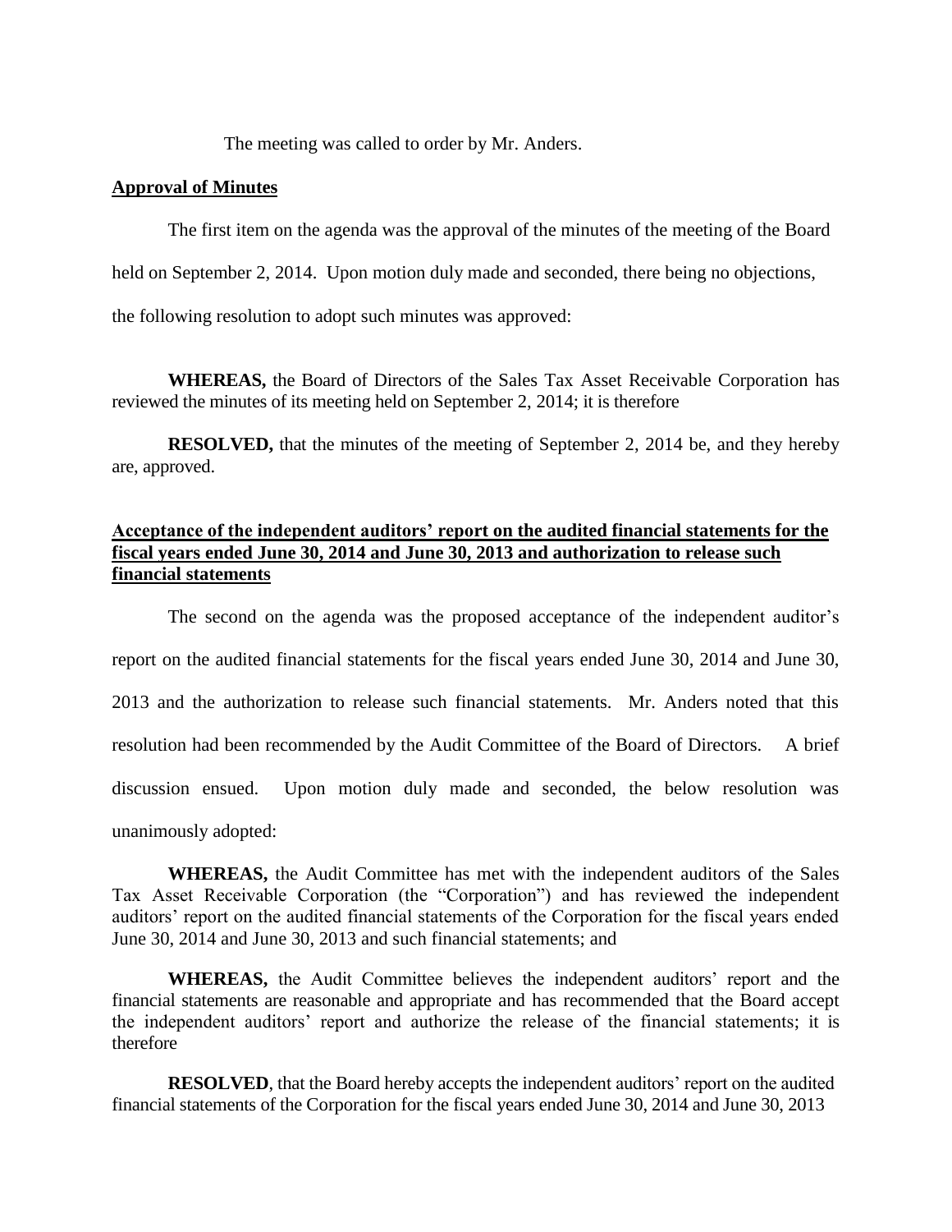The meeting was called to order by Mr. Anders.

**Approval of Minutes**

The first item on the agenda was the approval of the minutes of the meeting of the Board held on September 2, 2014. Upon motion duly made and seconded, there being no objections, the following resolution to adopt such minutes was approved:

**WHEREAS,** the Board of Directors of the Sales Tax Asset Receivable Corporation has reviewed the minutes of its meeting held on September 2, 2014; it is therefore

**RESOLVED,** that the minutes of the meeting of September 2, 2014 be, and they hereby are, approved.

**Acceptance of the independent auditors' report on the audited financial statements for the fiscal years ended June 30, 2014 and June 30, 2013 and authorization to release such financial statements**

The second on the agenda was the proposed acceptance of the independent auditor's report on the audited financial statements for the fiscal years ended June 30, 2014 and June 30, 2013 and the authorization to release such financial statements. Mr. Anders noted that this resolution had been recommended by the Audit Committee of the Board of Directors. A brief discussion ensued. Upon motion duly made and seconded, the below resolution was unanimously adopted:

**WHEREAS,** the Audit Committee has met with the independent auditors of the Sales Tax Asset Receivable Corporation (the "Corporation") and has reviewed the independent auditors' report on the audited financial statements of the Corporation for the fiscal years ended June 30, 2014 and June 30, 2013 and such financial statements; and

**WHEREAS,** the Audit Committee believes the independent auditors' report and the financial statements are reasonable and appropriate and has recommended that the Board accept the independent auditors' report and authorize the release of the financial statements; it is therefore

**RESOLVED**, that the Board hereby accepts the independent auditors' report on the audited financial statements of the Corporation for the fiscal years ended June 30, 2014 and June 30, 2013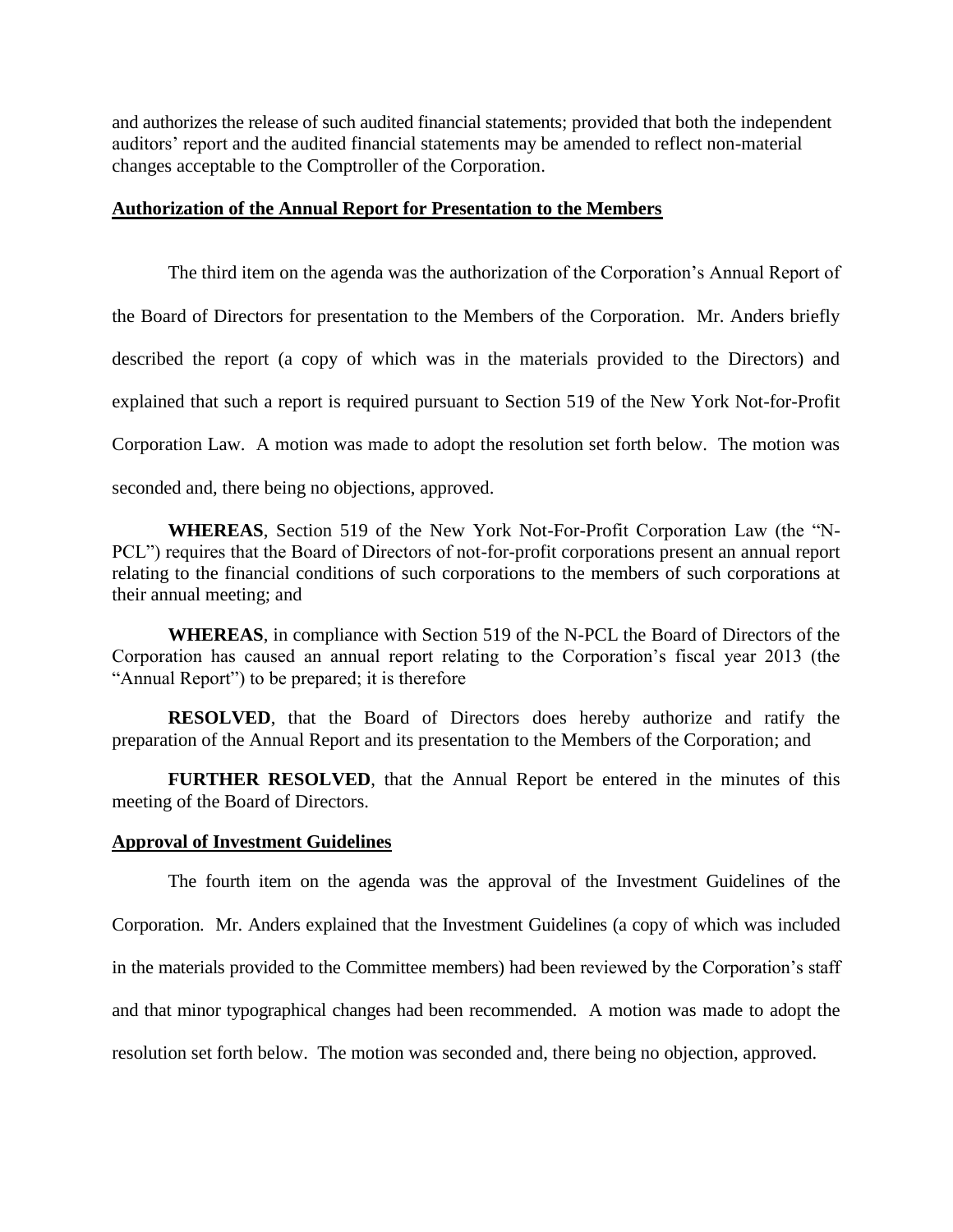and authorizes the release of such audited financial statements; provided that both the independent auditors' report and the audited financial statements may be amended to reflect non-material changes acceptable to the Comptroller of the Corporation.

**Authorization of the Annual Report for Presentation to the Members**

The third item on the agenda was the authorization of the Corporation's Annual Report of the Board of Directors for presentation to the Members of the Corporation. Mr. Anders briefly described the report (a copy of which was in the materials provided to the Directors) and explained that such a report is required pursuant to Section 519 of the New York Not-for-Profit Corporation Law. A motion was made to adopt the resolution set forth below. The motion was seconded and, there being no objections, approved.

**WHEREAS**, Section 519 of the New York Not-For-Profit Corporation Law (the "N-PCL") requires that the Board of Directors of not-for-profit corporations present an annual report relating to the financial conditions of such corporations to the members of such corporations at their annual meeting; and

**WHEREAS**, in compliance with Section 519 of the N-PCL the Board of Directors of the Corporation has caused an annual report relating to the Corporation's fiscal year 2013 (the "Annual Report") to be prepared; it is therefore

**RESOLVED**, that the Board of Directors does hereby authorize and ratify the preparation of the Annual Report and its presentation to the Members of the Corporation; and

**FURTHER RESOLVED**, that the Annual Report be entered in the minutes of this meeting of the Board of Directors.

**Approval of Investment Guidelines**

The fourth item on the agenda was the approval of the Investment Guidelines of the Corporation. Mr. Anders explained that the Investment Guidelines (a copy of which was included in the materials provided to the Committee members) had been reviewed by the Corporation's staff and that minor typographical changes had been recommended. A motion was made to adopt the resolution set forth below. The motion was seconded and, there being no objection, approved.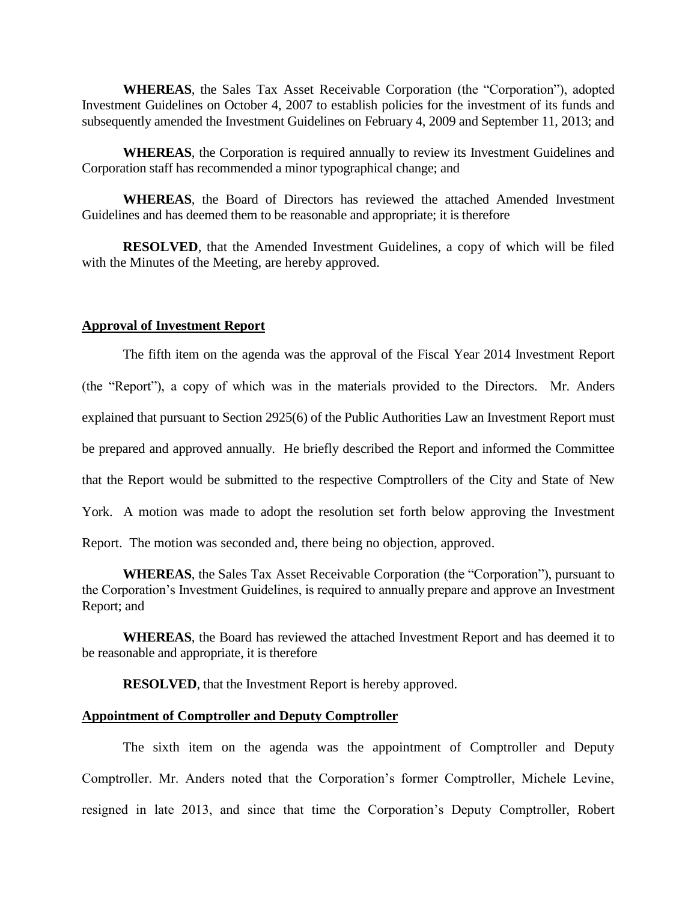**WHEREAS**, the Sales Tax Asset Receivable Corporation (the "Corporation"), adopted Investment Guidelines on October 4, 2007 to establish policies for the investment of its funds and subsequently amended the Investment Guidelines on February 4, 2009 and September 11, 2013; and

**WHEREAS**, the Corporation is required annually to review its Investment Guidelines and Corporation staff has recommended a minor typographical change; and

**WHEREAS**, the Board of Directors has reviewed the attached Amended Investment Guidelines and has deemed them to be reasonable and appropriate; it is therefore

**RESOLVED**, that the Amended Investment Guidelines, a copy of which will be filed with the Minutes of the Meeting, are hereby approved.

## Approval of Investment Report

The fifth item on the agenda was the approval of the Fiscal Year 2014 Investment Report (the "Report"), a copy of which was in the materials provided to the Directors. Mr. Anders explained that pursuant to Section 2925(6) of the Public Authorities Law an Investment Report must be prepared and approved annually. He briefly described the Report and informed the Committee that the Report would be submitted to the respective Comptrollers of the City and State of New York. A motion was made to adopt the resolution set forth below approving the Investment Report. The motion was seconded and, there being no objection, approved.

**WHEREAS**, the Sales Tax Asset Receivable Corporation (the "Corporation"), pursuant to the Corporation's Investment Guidelines, is required to annually prepare and approve an Investment Report; and

**WHEREAS**, the Board has reviewed the attached Investment Report and has deemed it to be reasonable and appropriate, it is therefore

**RESOLVED**, that the Investment Report is hereby approved.

## Appointment of Comptroller and Deputy Comptroller

The sixth item on the agenda was the appointment of Comptroller and Deputy Comptroller. Mr. Anders noted that the Corporation's former Comptroller, Michele Levine, resigned in late 2013, and since that time the Corporation's Deputy Comptroller, Robert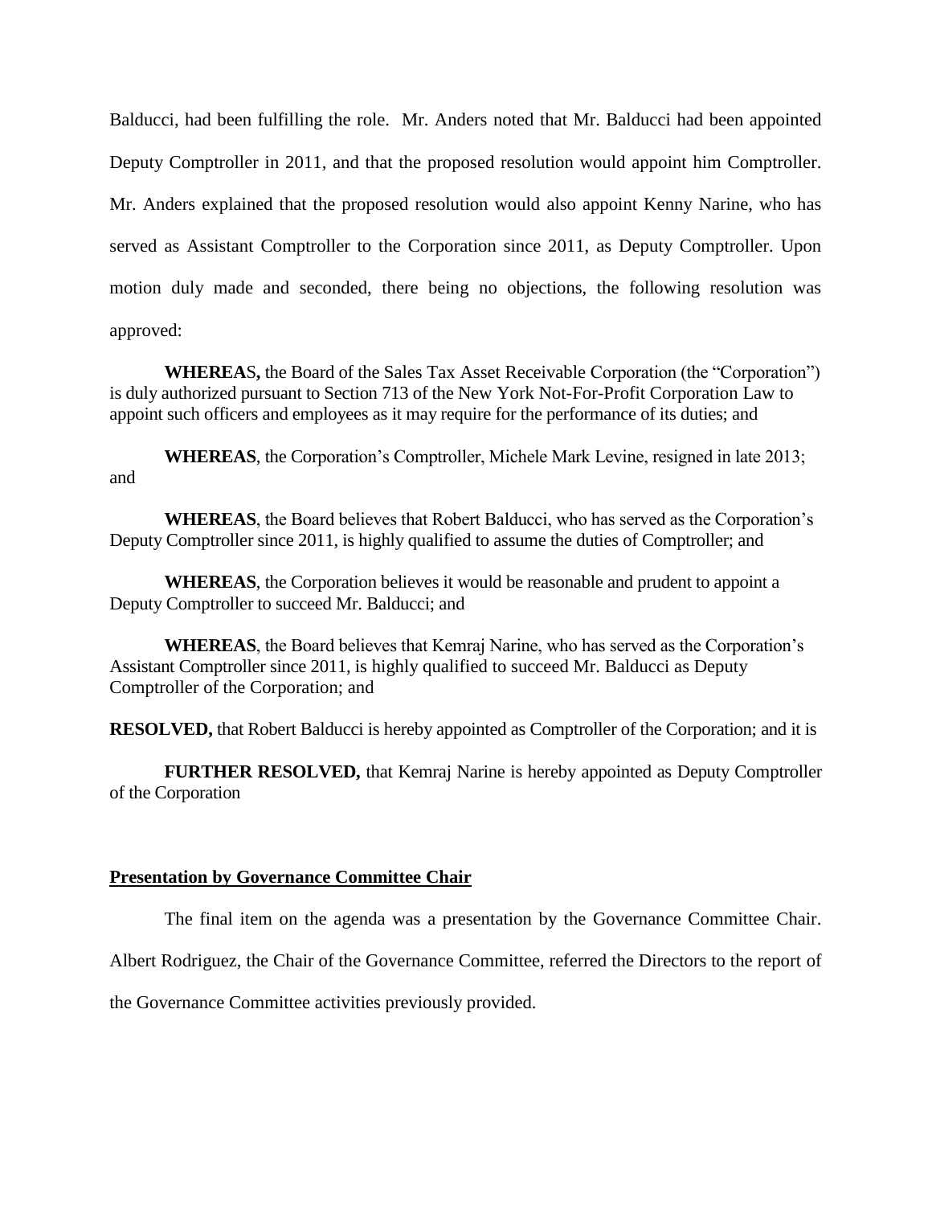Balducci, had been fulfilling the role. Mr. Anders noted that Mr. Balducci had been appointed Deputy Comptroller in 2011, and that the proposed resolution would appoint him Comptroller. Mr. Anders explained that the proposed resolution would also appoint Kenny Narine, who has served as Assistant Comptroller to the Corporation since 2011, as Deputy Comptroller. Upon motion duly made and seconded, there being no objections, the following resolution was approved:

**WHEREAS,** the Board of the Sales Tax Asset Receivable Corporation (the "Corporation") is duly authorized pursuant to Section 713 of the New York Not-For-Profit Corporation Law to appoint such officers and employees as it may require for the performance of its duties; and

**WHEREAS**, the Corporation's Comptroller, Michele Mark Levine, resigned in late 2013; and

**WHEREAS**, the Board believes that Robert Balducci, who has served as the Corporation's Deputy Comptroller since 2011, is highly qualified to assume the duties of Comptroller; and

**WHEREAS**, the Corporation believes it would be reasonable and prudent to appoint a Deputy Comptroller to succeed Mr. Balducci; and

**WHEREAS**, the Board believes that Kemraj Narine, who has served as the Corporation's Assistant Comptroller since 2011, is highly qualified to succeed Mr. Balducci as Deputy Comptroller of the Corporation; and

**RESOLVED,** that Robert Balducci is hereby appointed as Comptroller of the Corporation; and it is

**FURTHER RESOLVED,** that Kemraj Narine is hereby appointed as Deputy Comptroller of the Corporation

**Presentation by Governance Committee Chair**

The final item on the agenda was a presentation by the Governance Committee Chair. Albert Rodriguez, the Chair of the Governance Committee, referred the Directors to the report of the Governance Committee activities previously provided.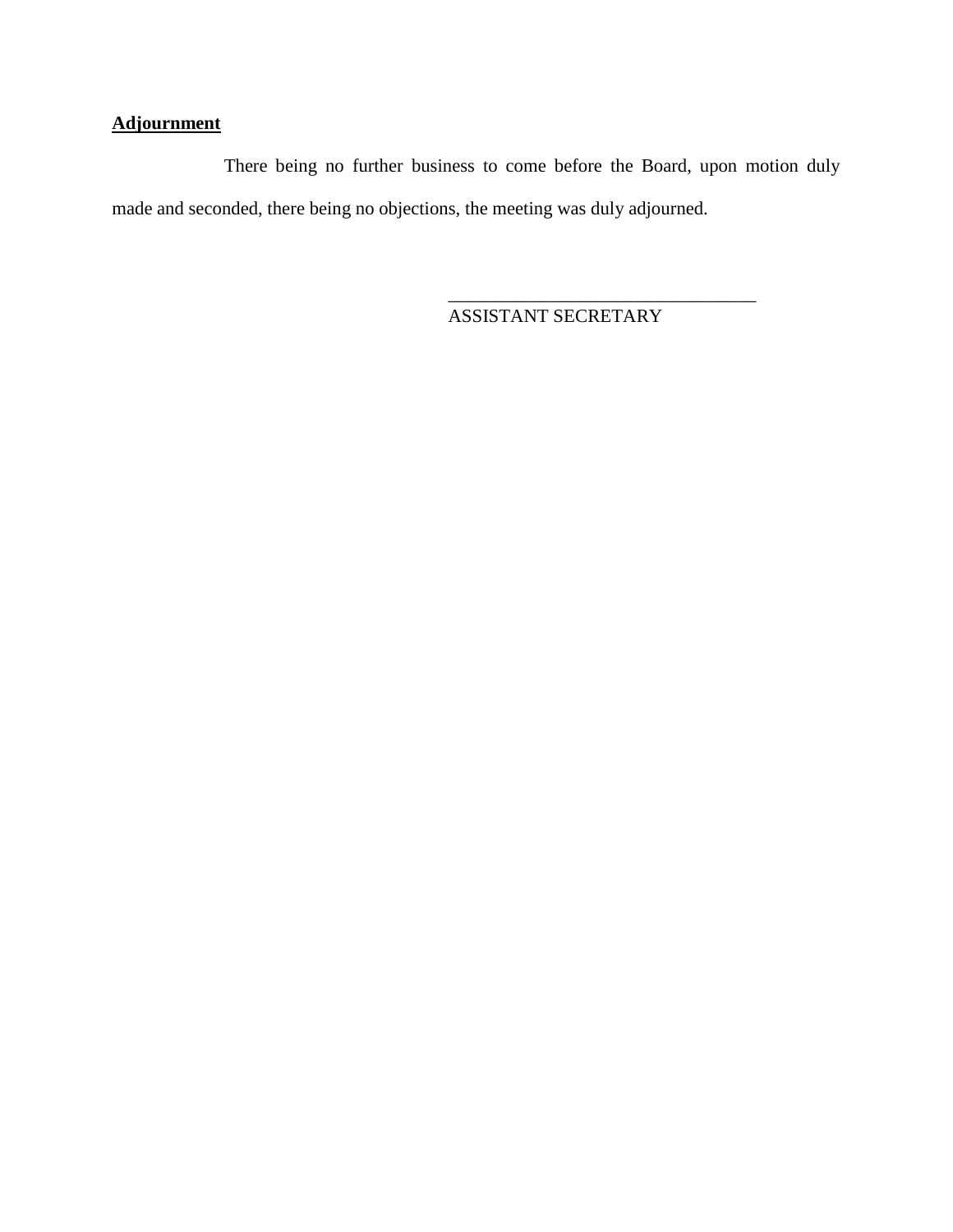**Adjournment**

There being no further business to come before the Board, upon motion duly made and seconded, there being no objections, the meeting was duly adjourned.

\_\_\_\_\_\_\_\_\_\_\_\_\_\_\_\_\_\_\_\_\_\_\_\_\_\_\_\_\_\_\_\_\_\_

ASSISTANT SECRETARY